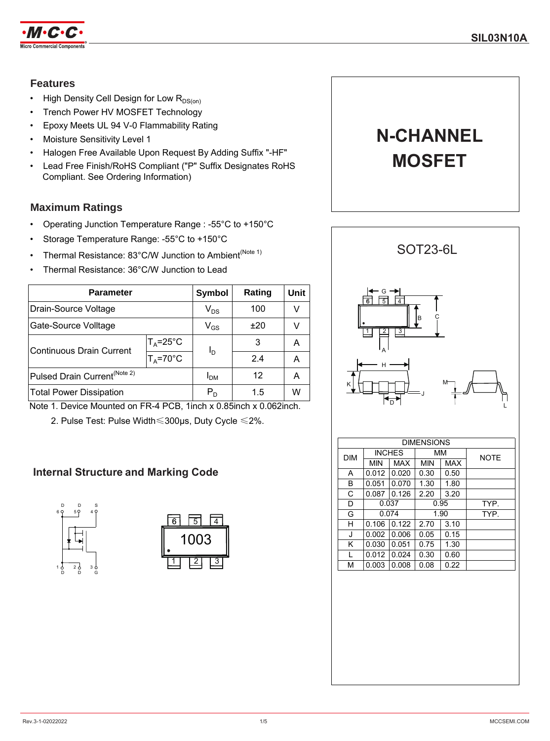# SIL03N10A

## Features

- High Density Cell Design for Low $R_{DS(on)}$
- Trench Power HV MOSFET Technology
- Epoxy Meets UL 94 V-0 Flammability Rating
- Moisture Sensitivity Level 1
- Halogen Free Available Upon Request By Adding Suffix "-HF"
- Lead Free Finish/RoHS Compliant ("P" Suffix Designates RoHS Compliant. See Ordering Information)

**N-CHANNEL MOSFET**

## Maximum Ratings

- Operating Junction Temperature Range : -55°C to +150°C
- Storage Temperature Range: -55°C to +150°C
- Thermal Resistance: 83°C/W Junction to Ambient(Note 1)
- Thermal Resistance: 36°C/W Junction to Lead

| Parameter | | Symbol | Rating | Unit |
|---|---|---|---|---|
| Drain-Source Voltage | | $V_{DS}$ | 100 | V |
| Gate-Source Voltage | | $V_{GS}$ | ±20 | V |
| Continuous Drain Current | $T_A$=25°C | $I_D$ | 3 | A |
| | $T_A$=70°C | | 2.4 | A |
| Pulsed Drain Current(Note 2) | | $I_{DM}$ | 12 | A |
| Total Power Dissipation | | $P_D$ | 1.5 | W |

Note 1. Device Mounted on FR-4 PCB, 1inch x 0.85inch x 0.062inch.

2. Pulse Test: Pulse Width≤300μs, Duty Cycle ≤2%.

## Internal Structure and Marking Code

SOT23-6L

| DIMENSIONS | | | | | |
|---|---|---|---|---|---|
| DIM | INCHES | | MM | | NOTE |
| | MIN | MAX | MIN | MAX | |
| A | 0.012 | 0.020 | 0.30 | 0.50 | |
| B | 0.051 | 0.070 | 1.30 | 1.80 | |
| C | 0.087 | 0.126 | 2.20 | 3.20 | |
| D | 0.037 | | 0.95 | | TYP. |
| G | 0.074 | | 1.90 | | TYP. |
| H | 0.106 | 0.122 | 2.70 | 3.10 | |
| J | 0.002 | 0.006 | 0.05 | 0.15 | |
| K | 0.030 | 0.051 | 0.75 | 1.30 | |
| L | 0.012 | 0.024 | 0.30 | 0.60 | |
| M | 0.003 | 0.008 | 0.08 | 0.22 | |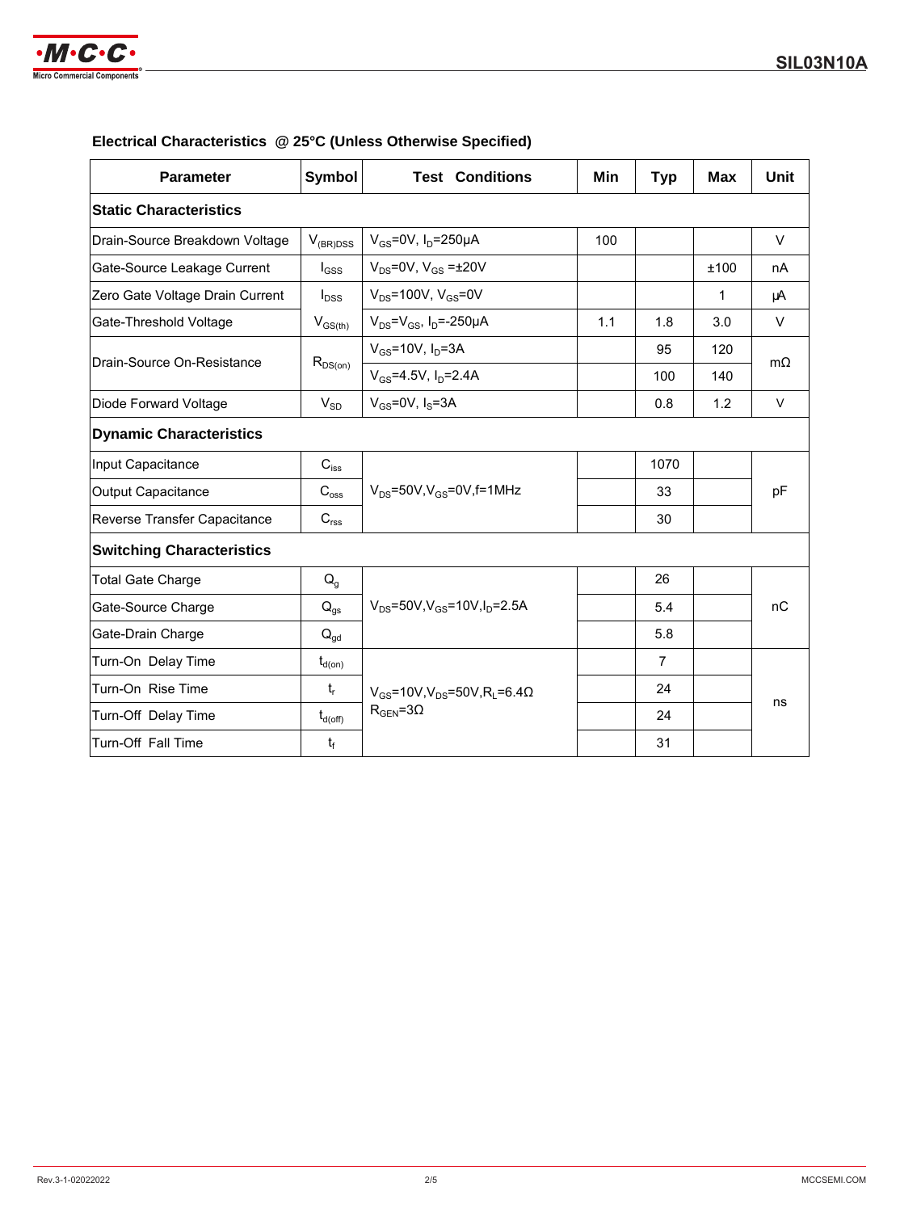## Electrical Characteristics @ 25°C (Unless Otherwise Specified)

| Parameter | Symbol | Test Conditions | Min | Typ | Max | Unit |
|---|---|---|---|---|---|---|
| **Static Characteristics** | | | | | | |
| Drain-Source Breakdown Voltage | $V_{(BR)DSS}$ | $V_{GS}$=0V, $I_D$=250μA | 100 | | | V |
| Gate-Source Leakage Current | $I_{GSS}$ | $V_{DS}$=0V, $V_{GS}$ =±20V | | | ±100 | nA |
| Zero Gate Voltage Drain Current | $I_{DSS}$ | $V_{DS}$=100V, $V_{GS}$=0V | | | 1 | μA |
| Gate-Threshold Voltage | $V_{GS(th)}$ | $V_{DS}$=$V_{GS}$, $I_D$=-250μA | 1.1 | 1.8 | 3.0 | V |
| Drain-Source On-Resistance | $R_{DS(on)}$ | $V_{GS}$=10V, $I_D$=3A | | 95 | 120 | mΩ |
| | | $V_{GS}$=4.5V, $I_D$=2.4A | | 100 | 140 | |
| Diode Forward Voltage | $V_{SD}$ | $V_{GS}$=0V, $I_S$=3A | | 0.8 | 1.2 | V |
| **Dynamic Characteristics** | | | | | | |
| Input Capacitance | $C_{iss}$ | $V_{DS}$=50V,$V_{GS}$=0V,f=1MHz | | 1070 | | pF |
| Output Capacitance | $C_{oss}$ | | | 33 | | |
| Reverse Transfer Capacitance | $C_{rss}$ | | | 30 | | |
| **Switching Characteristics** | | | | | | |
| Total Gate Charge | $Q_g$ | $V_{DS}$=50V,$V_{GS}$=10V,$I_D$=2.5A | | 26 | | nC |
| Gate-Source Charge | $Q_{gs}$ | | | 5.4 | | |
| Gate-Drain Charge | $Q_{gd}$ | | | 5.8 | | |
| Turn-On Delay Time | $t_{d(on)}$ | $V_{GS}$=10V,$V_{DS}$=50V,$R_L$=6.4Ω $R_{GEN}$=3Ω | | 7 | | ns |
| Turn-On Rise Time | $t_r$ | | | 24 | | |
| Turn-Off Delay Time | $t_{d(off)}$ | | | 24 | | |
| Turn-Off Fall Time | $t_f$ | | | 31 | | |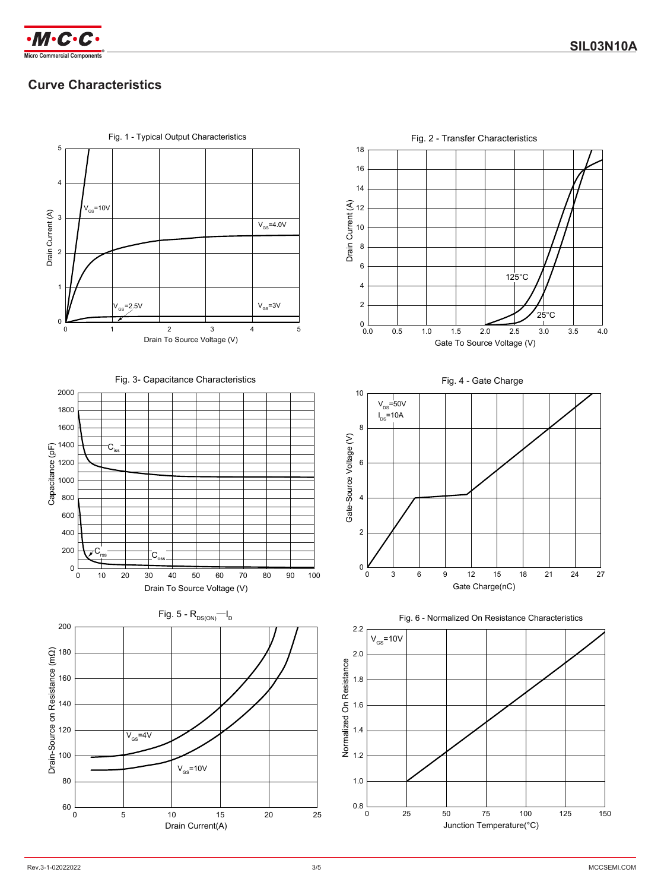## Curve Characteristics

Fig. 1 - Typical Output Characteristics

Fig. 2 - Transfer Characteristics

Fig. 3- Capacitance Characteristics

Fig. 4 - Gate Charge

Fig. 5 - $R_{DS(ON)}$—$I_D$

Fig. 6 - Normalized On Resistance Characteristics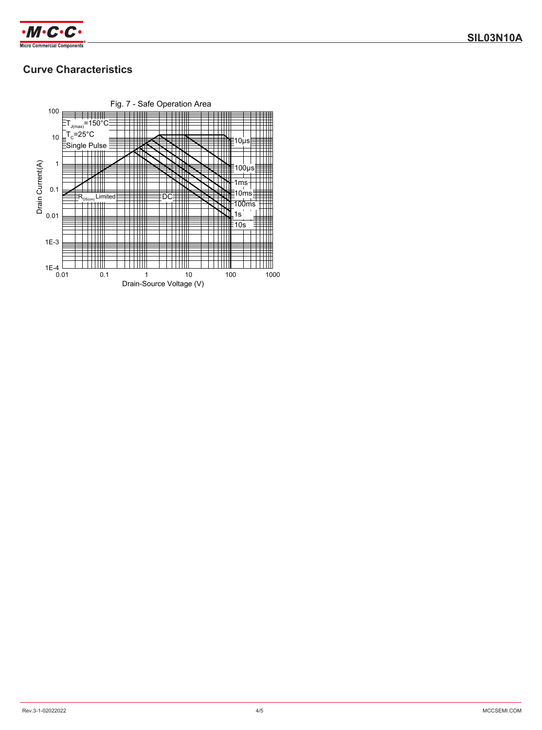## Curve Characteristics

Fig. 7 - Safe Operation Area

$T_{J(max)}$=150°C
$T_C$=25°C
Single Pulse

$R_{DS(on)}$ Limited

DC

10μs
100μs
1ms
10ms
100ms
1s
10s

Drain Current(A)

Drain-Source Voltage (V)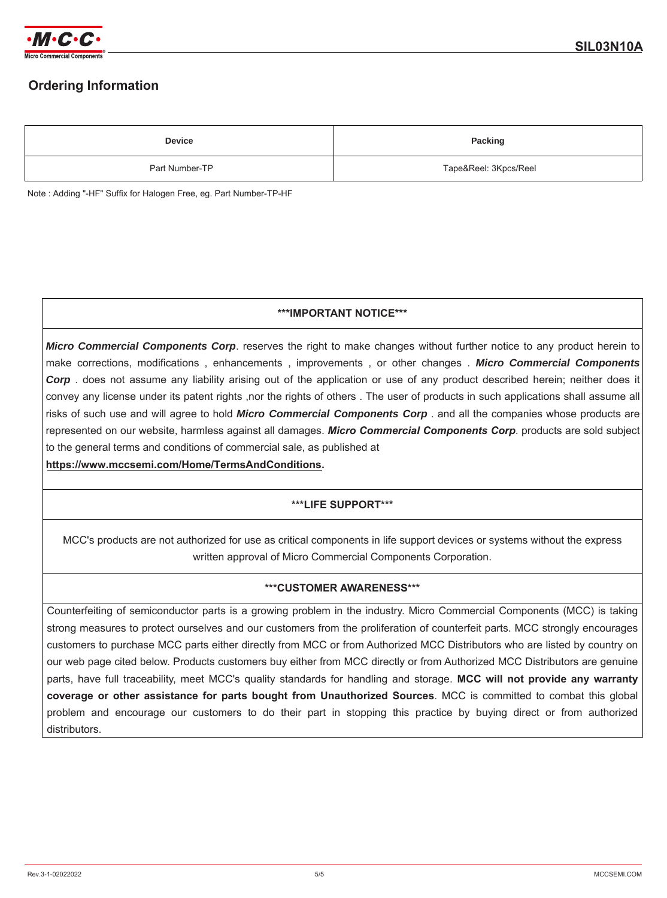## Ordering Information

| Device | Packing |
|---|---|
| Part Number-TP | Tape&Reel: 3Kpcs/Reel |

Note : Adding "-HF" Suffix for Halogen Free, eg. Part Number-TP-HF

**\*\*\*IMPORTANT NOTICE\*\*\***

***Micro Commercial Components Corp***. reserves the right to make changes without further notice to any product herein to make corrections, modifications , enhancements , improvements , or other changes . ***Micro Commercial Components Corp*** . does not assume any liability arising out of the application or use of any product described herein; neither does it convey any license under its patent rights ,nor the rights of others . The user of products in such applications shall assume all risks of such use and will agree to hold ***Micro Commercial Components Corp*** . and all the companies whose products are represented on our website, harmless against all damages. ***Micro Commercial Components Corp***. products are sold subject to the general terms and conditions of commercial sale, as published at
**https://www.mccsemi.com/Home/TermsAndConditions.**

**\*\*\*LIFE SUPPORT\*\*\***

MCC's products are not authorized for use as critical components in life support devices or systems without the express written approval of Micro Commercial Components Corporation.

**\*\*\*CUSTOMER AWARENESS\*\*\***

Counterfeiting of semiconductor parts is a growing problem in the industry. Micro Commercial Components (MCC) is taking strong measures to protect ourselves and our customers from the proliferation of counterfeit parts. MCC strongly encourages customers to purchase MCC parts either directly from MCC or from Authorized MCC Distributors who are listed by country on our web page cited below. Products customers buy either from MCC directly or from Authorized MCC Distributors are genuine parts, have full traceability, meet MCC's quality standards for handling and storage. **MCC will not provide any warranty coverage or other assistance for parts bought from Unauthorized Sources**. MCC is committed to combat this global problem and encourage our customers to do their part in stopping this practice by buying direct or from authorized distributors.